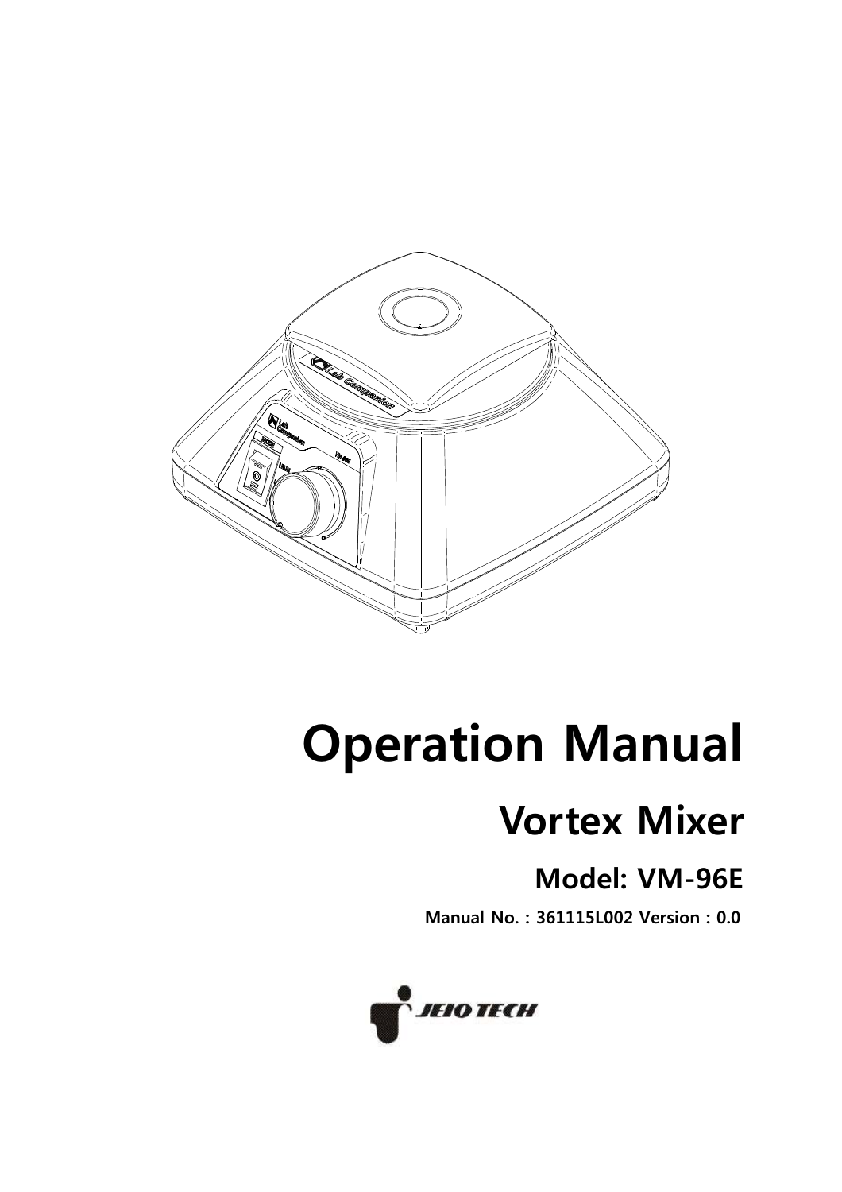# Operation Manual

## Vortex Mixer

### Model: VM-96E

**Manual No. : 361115L002 Version : 0.0**

JEIO TECH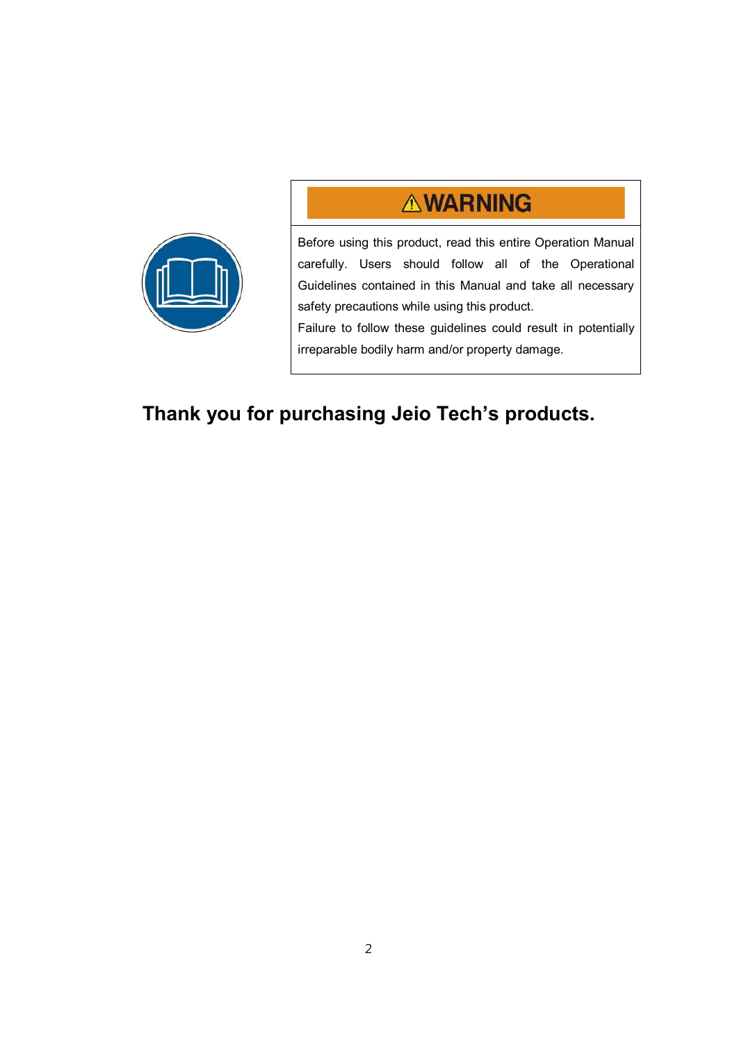**⚠WARNING**

Before using this product, read this entire Operation Manual carefully. Users should follow all of the Operational Guidelines contained in this Manual and take all necessary safety precautions while using this product.

Failure to follow these guidelines could result in potentially irreparable bodily harm and/or property damage.

**Thank you for purchasing Jeio Tech's products.**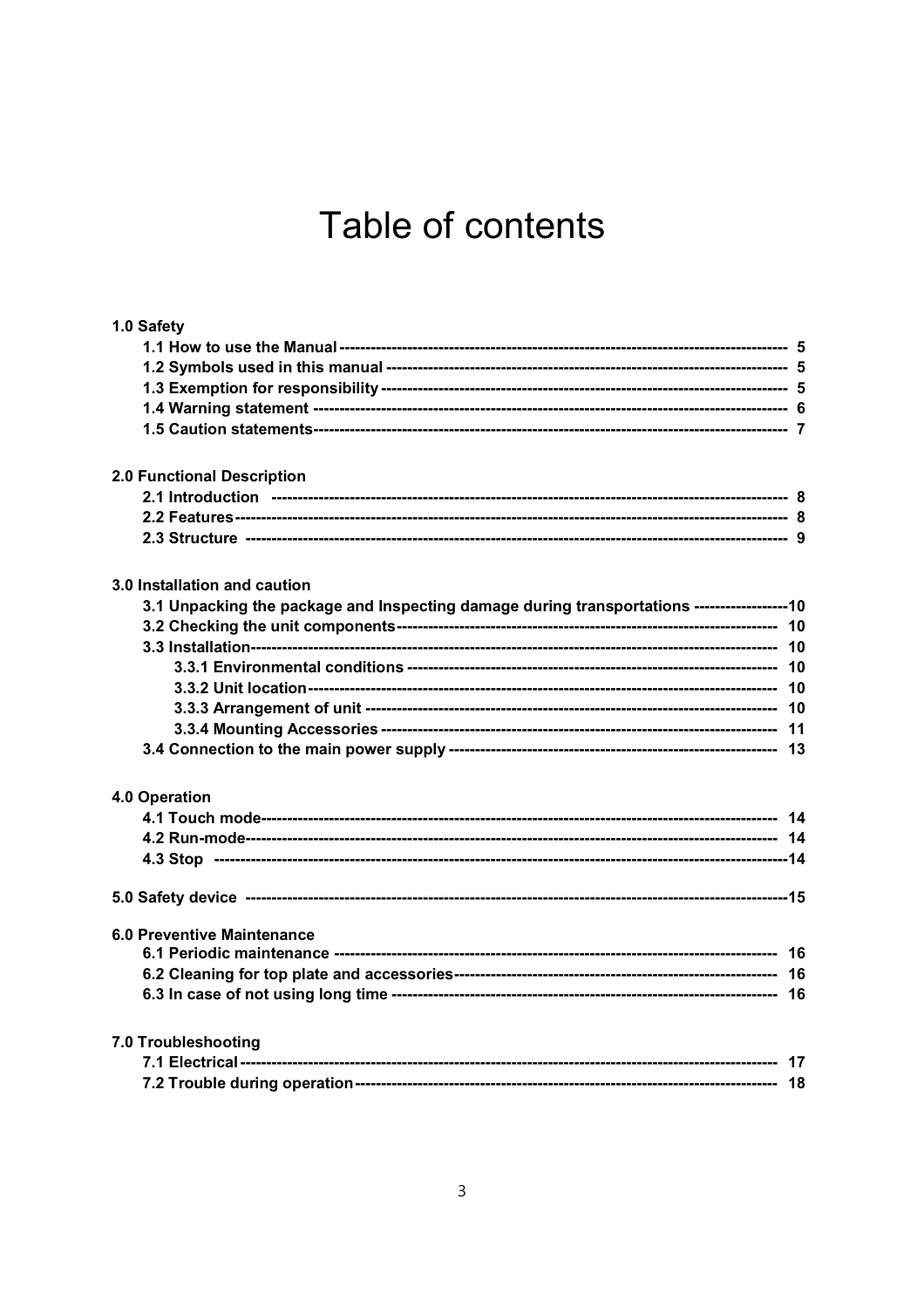# Table of contents

**1.0 Safety**

- **1.1 How to use the Manual ---------------------------------------------------------------------------------- 5**
- **1.2 Symbols used in this manual ------------------------------------------------------------------------- 5**
- **1.3 Exemption for responsibility --------------------------------------------------------------------------- 5**
- **1.4 Warning statement ---------------------------------------------------------------------------------------- 6**
- **1.5 Caution statements--------------------------------------------------------------------------------------- 7**

**2.0 Functional Description**

- **2.1 Introduction ------------------------------------------------------------------------------------------------ 8**
- **2.2 Features------------------------------------------------------------------------------------------------------ 8**
- **2.3 Structure ---------------------------------------------------------------------------------------------------- 9**

**3.0 Installation and caution**

- **3.1 Unpacking the package and Inspecting damage during transportations ------------------10**
- **3.2 Checking the unit components---------------------------------------------------------------------- 10**
- **3.3 Installation--------------------------------------------------------------------------------------------------- 10**
  - **3.3.1 Environmental conditions ---------------------------------------------------------------------- 10**
  - **3.3.2 Unit location------------------------------------------------------------------------------------------ 10**
  - **3.3.3 Arrangement of unit ------------------------------------------------------------------------------ 10**
  - **3.3.4 Mounting Accessories --------------------------------------------------------------------------- 11**
- **3.4 Connection to the main power supply ------------------------------------------------------------- 13**

**4.0 Operation**

- **4.1 Touch mode------------------------------------------------------------------------------------------------ 14**
- **4.2 Run-mode--------------------------------------------------------------------------------------------------- 14**
- **4.3 Stop -------------------------------------------------------------------------------------------------------------14**

**5.0 Safety device ---------------------------------------------------------------------------------------------------15**

**6.0 Preventive Maintenance**

- **6.1 Periodic maintenance --------------------------------------------------------------------------------- 16**
- **6.2 Cleaning for top plate and accessories----------------------------------------------------------- 16**
- **6.3 In case of not using long time ----------------------------------------------------------------------- 16**

**7.0 Troubleshooting**

- **7.1 Electrical ---------------------------------------------------------------------------------------------------- 17**
- **7.2 Trouble during operation------------------------------------------------------------------------------ 18**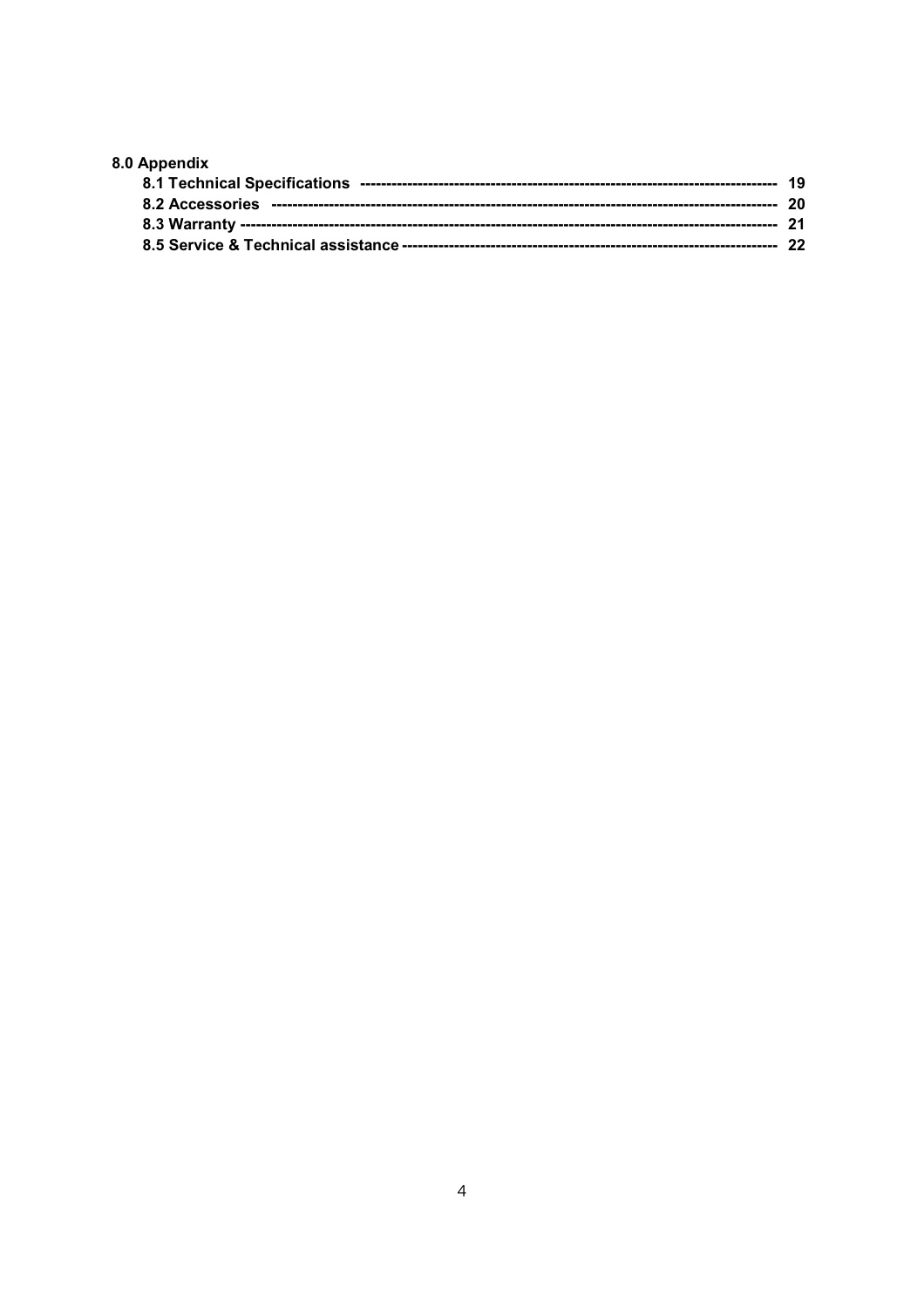**8.0 Appendix**

**8.1 Technical Specifications** ------------------------------------------------------------------------------- **19**
**8.2 Accessories** ----------------------------------------------------------------------------------------------- **20**
**8.3 Warranty** --------------------------------------------------------------------------------------------------- **21**
**8.5 Service & Technical assistance** --------------------------------------------------------------------- **22**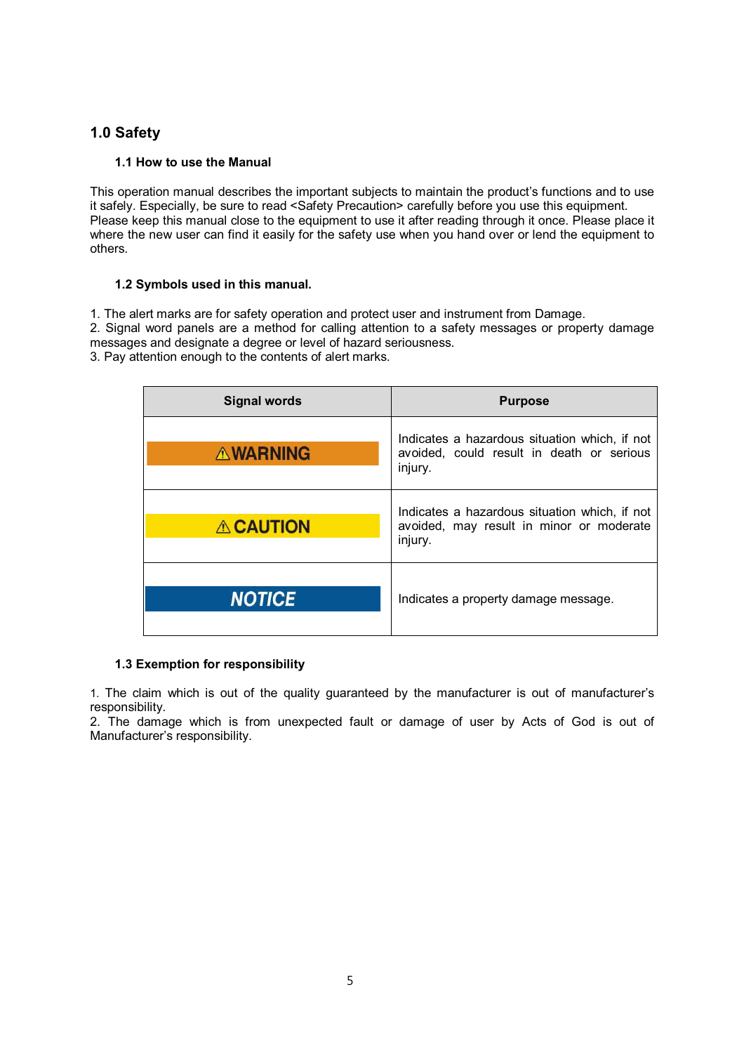## 1.0 Safety

### 1.1 How to use the Manual

This operation manual describes the important subjects to maintain the product's functions and to use it safely. Especially, be sure to read <Safety Precaution> carefully before you use this equipment. Please keep this manual close to the equipment to use it after reading through it once. Please place it where the new user can find it easily for the safety use when you hand over or lend the equipment to others.

### 1.2 Symbols used in this manual.

1. The alert marks are for safety operation and protect user and instrument from Damage.
2. Signal word panels are a method for calling attention to a safety messages or property damage messages and designate a degree or level of hazard seriousness.
3. Pay attention enough to the contents of alert marks.

| Signal words | Purpose |
|---|---|
| ⚠WARNING | Indicates a hazardous situation which, if not avoided, could result in death or serious injury. |
| ⚠CAUTION | Indicates a hazardous situation which, if not avoided, may result in minor or moderate injury. |
| NOTICE | Indicates a property damage message. |

### 1.3 Exemption for responsibility

1. The claim which is out of the quality guaranteed by the manufacturer is out of manufacturer's responsibility.
2. The damage which is from unexpected fault or damage of user by Acts of God is out of Manufacturer's responsibility.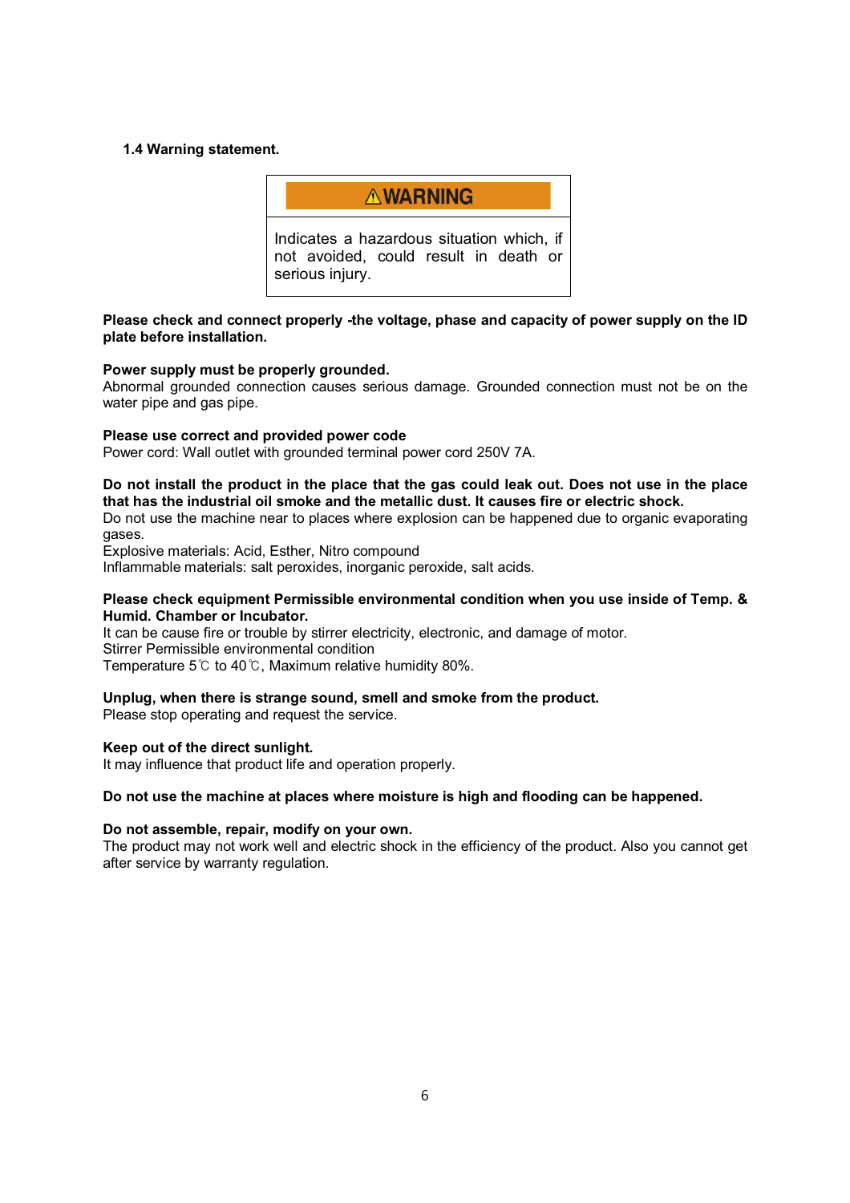### 1.4 Warning statement.

| ⚠WARNING |
| --- |
| Indicates a hazardous situation which, if not avoided, could result in death or serious injury. |

**Please check and connect properly -the voltage, phase and capacity of power supply on the ID plate before installation.**

**Power supply must be properly grounded.**
Abnormal grounded connection causes serious damage. Grounded connection must not be on the water pipe and gas pipe.

**Please use correct and provided power code**
Power cord: Wall outlet with grounded terminal power cord 250V 7A.

**Do not install the product in the place that the gas could leak out. Does not use in the place that has the industrial oil smoke and the metallic dust. It causes fire or electric shock.**
Do not use the machine near to places where explosion can be happened due to organic evaporating gases.
Explosive materials: Acid, Esther, Nitro compound
Inflammable materials: salt peroxides, inorganic peroxide, salt acids.

**Please check equipment Permissible environmental condition when you use inside of Temp. & Humid. Chamber or Incubator.**
It can be cause fire or trouble by stirrer electricity, electronic, and damage of motor.
Stirrer Permissible environmental condition
Temperature 5℃ to 40℃, Maximum relative humidity 80%.

**Unplug, when there is strange sound, smell and smoke from the product.**
Please stop operating and request the service.

**Keep out of the direct sunlight.**
It may influence that product life and operation properly.

**Do not use the machine at places where moisture is high and flooding can be happened.**

**Do not assemble, repair, modify on your own.**
The product may not work well and electric shock in the efficiency of the product. Also you cannot get after service by warranty regulation.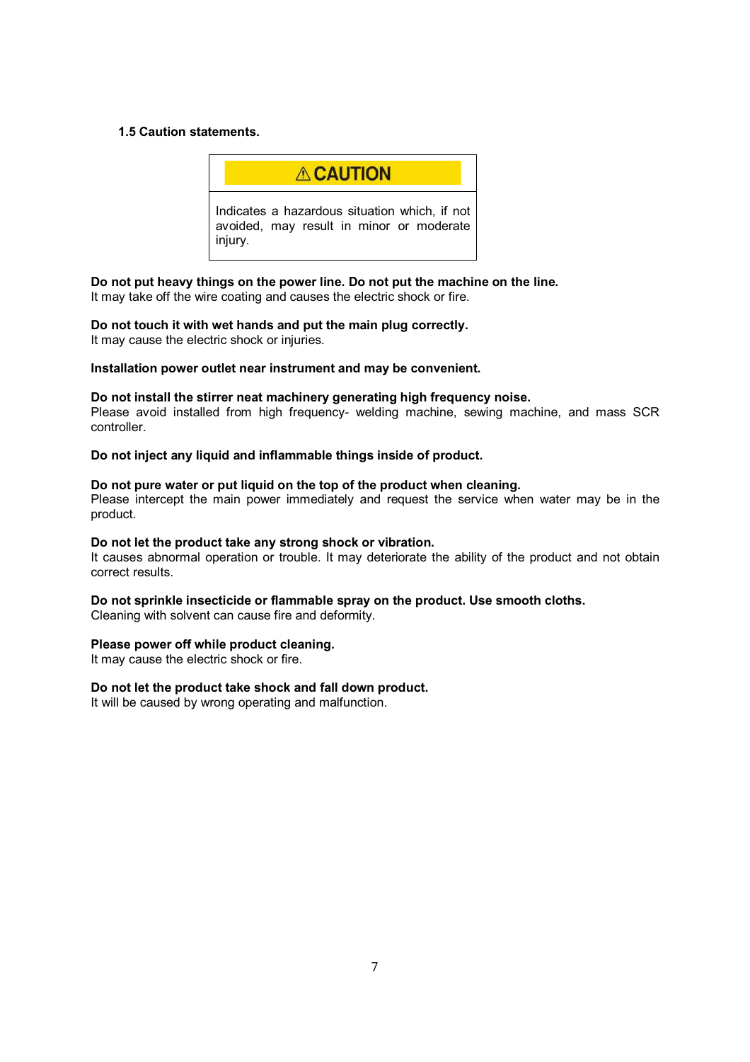### 1.5 Caution statements.

| ⚠ CAUTION |
| --- |
| Indicates a hazardous situation which, if not avoided, may result in minor or moderate injury. |

**Do not put heavy things on the power line. Do not put the machine on the line.**
It may take off the wire coating and causes the electric shock or fire.

**Do not touch it with wet hands and put the main plug correctly.**
It may cause the electric shock or injuries.

**Installation power outlet near instrument and may be convenient.**

**Do not install the stirrer neat machinery generating high frequency noise.**
Please avoid installed from high frequency- welding machine, sewing machine, and mass SCR controller.

**Do not inject any liquid and inflammable things inside of product.**

**Do not pure water or put liquid on the top of the product when cleaning.**
Please intercept the main power immediately and request the service when water may be in the product.

**Do not let the product take any strong shock or vibration.**
It causes abnormal operation or trouble. It may deteriorate the ability of the product and not obtain correct results.

**Do not sprinkle insecticide or flammable spray on the product. Use smooth cloths.**
Cleaning with solvent can cause fire and deformity.

**Please power off while product cleaning.**
It may cause the electric shock or fire.

**Do not let the product take shock and fall down product.**
It will be caused by wrong operating and malfunction.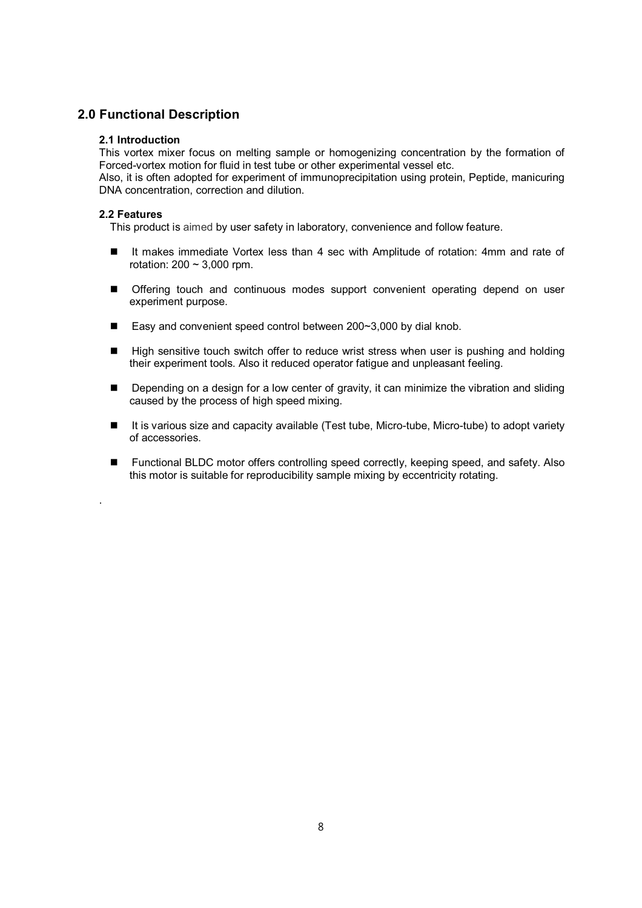## 2.0 Functional Description

### 2.1 Introduction

This vortex mixer focus on melting sample or homogenizing concentration by the formation of Forced-vortex motion for fluid in test tube or other experimental vessel etc.
Also, it is often adopted for experiment of immunoprecipitation using protein, Peptide, manicuring DNA concentration, correction and dilution.

### 2.2 Features

This product is aimed by user safety in laboratory, convenience and follow feature.

- It makes immediate Vortex less than 4 sec with Amplitude of rotation: 4mm and rate of rotation: 200 ~ 3,000 rpm.
- Offering touch and continuous modes support convenient operating depend on user experiment purpose.
- Easy and convenient speed control between 200~3,000 by dial knob.
- High sensitive touch switch offer to reduce wrist stress when user is pushing and holding their experiment tools. Also it reduced operator fatigue and unpleasant feeling.
- Depending on a design for a low center of gravity, it can minimize the vibration and sliding caused by the process of high speed mixing.
- It is various size and capacity available (Test tube, Micro-tube, Micro-tube) to adopt variety of accessories.
- Functional BLDC motor offers controlling speed correctly, keeping speed, and safety. Also this motor is suitable for reproducibility sample mixing by eccentricity rotating.

.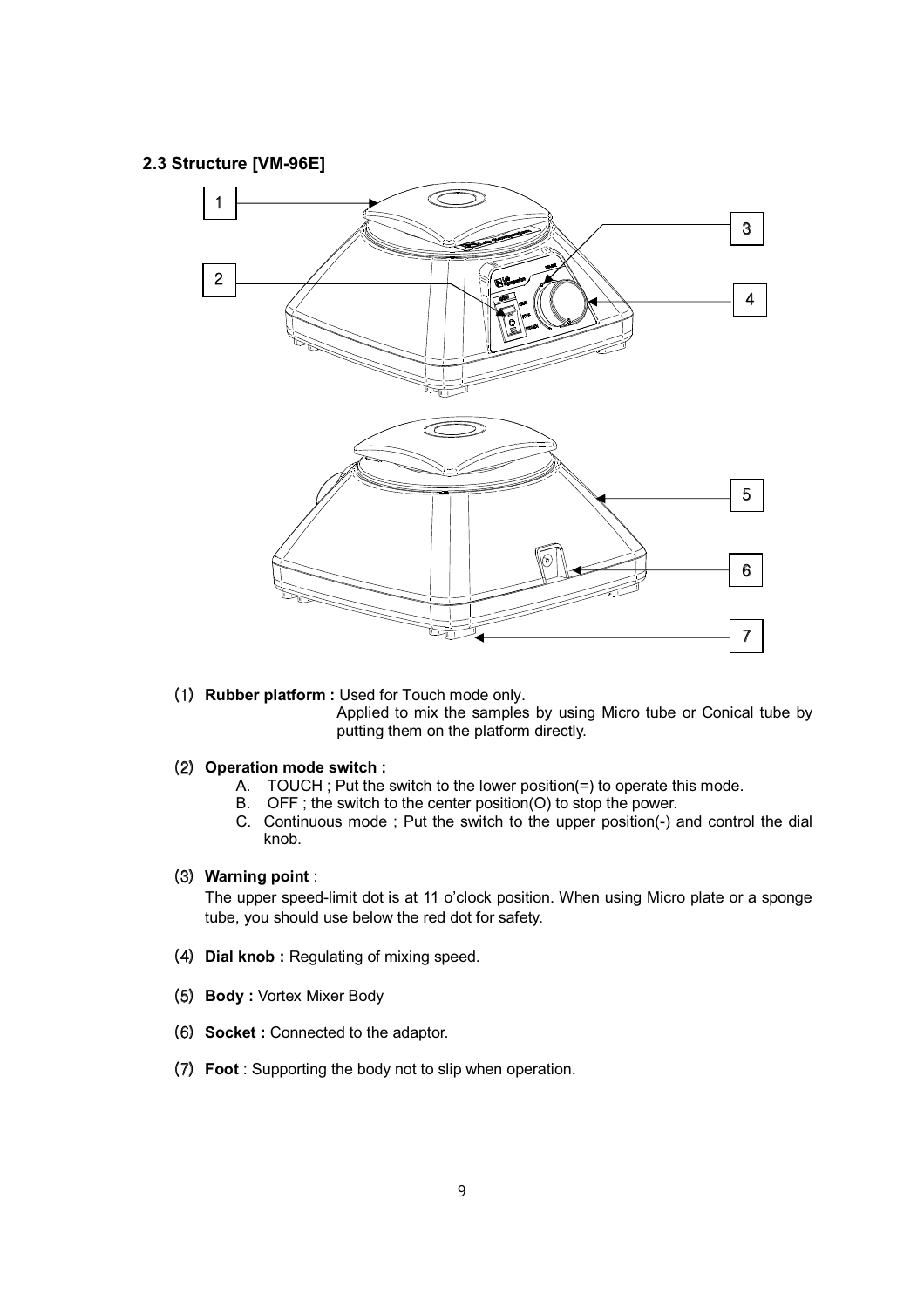### 2.3 Structure [VM-96E]

(1) **Rubber platform :** Used for Touch mode only.
Applied to mix the samples by using Micro tube or Conical tube by putting them on the platform directly.

(2) **Operation mode switch :**

A. TOUCH ; Put the switch to the lower position(=) to operate this mode.
B. OFF ; the switch to the center position(O) to stop the power.
C. Continuous mode ; Put the switch to the upper position(-) and control the dial knob.

(3) **Warning point** :
The upper speed-limit dot is at 11 o'clock position. When using Micro plate or a sponge tube, you should use below the red dot for safety.

(4) **Dial knob :** Regulating of mixing speed.

(5) **Body :** Vortex Mixer Body

(6) **Socket :** Connected to the adaptor.

(7) **Foot** : Supporting the body not to slip when operation.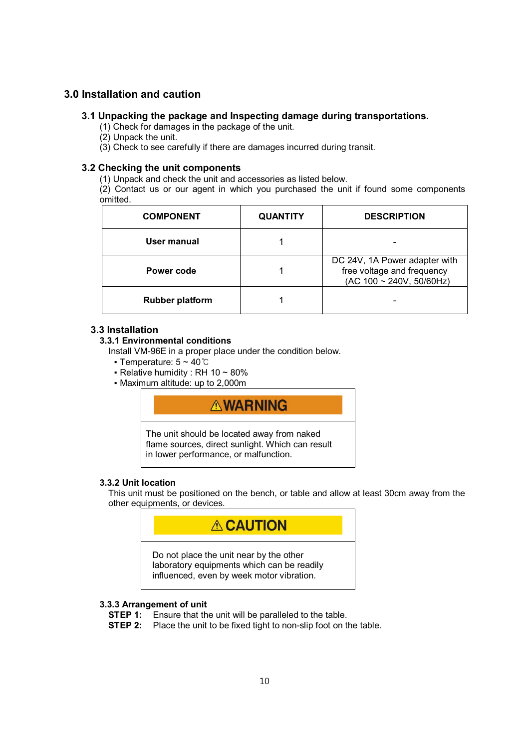# 3.0 Installation and caution

## 3.1 Unpacking the package and Inspecting damage during transportations.

(1) Check for damages in the package of the unit.
(2) Unpack the unit.
(3) Check to see carefully if there are damages incurred during transit.

## 3.2 Checking the unit components

(1) Unpack and check the unit and accessories as listed below.
(2) Contact us or our agent in which you purchased the unit if found some components omitted.

| COMPONENT | QUANTITY | DESCRIPTION |
|---|---|---|
| **User manual** | 1 | - |
| **Power code** | 1 | DC 24V, 1A Power adapter with free voltage and frequency (AC 100 ~ 240V, 50/60Hz) |
| **Rubber platform** | 1 | - |

## 3.3 Installation

### 3.3.1 Environmental conditions

Install VM-96E in a proper place under the condition below.

- Temperature: 5 ~ 40℃
- Relative humidity : RH 10 ~ 80%
- Maximum altitude: up to 2,000m

> **⚠WARNING**
>
> The unit should be located away from naked flame sources, direct sunlight. Which can result in lower performance, or malfunction.

### 3.3.2 Unit location

This unit must be positioned on the bench, or table and allow at least 30cm away from the other equipments, or devices.

> **⚠CAUTION**
>
> Do not place the unit near by the other laboratory equipments which can be readily influenced, even by week motor vibration.

### 3.3.3 Arrangement of unit

**STEP 1:** Ensure that the unit will be paralleled to the table.
**STEP 2:** Place the unit to be fixed tight to non-slip foot on the table.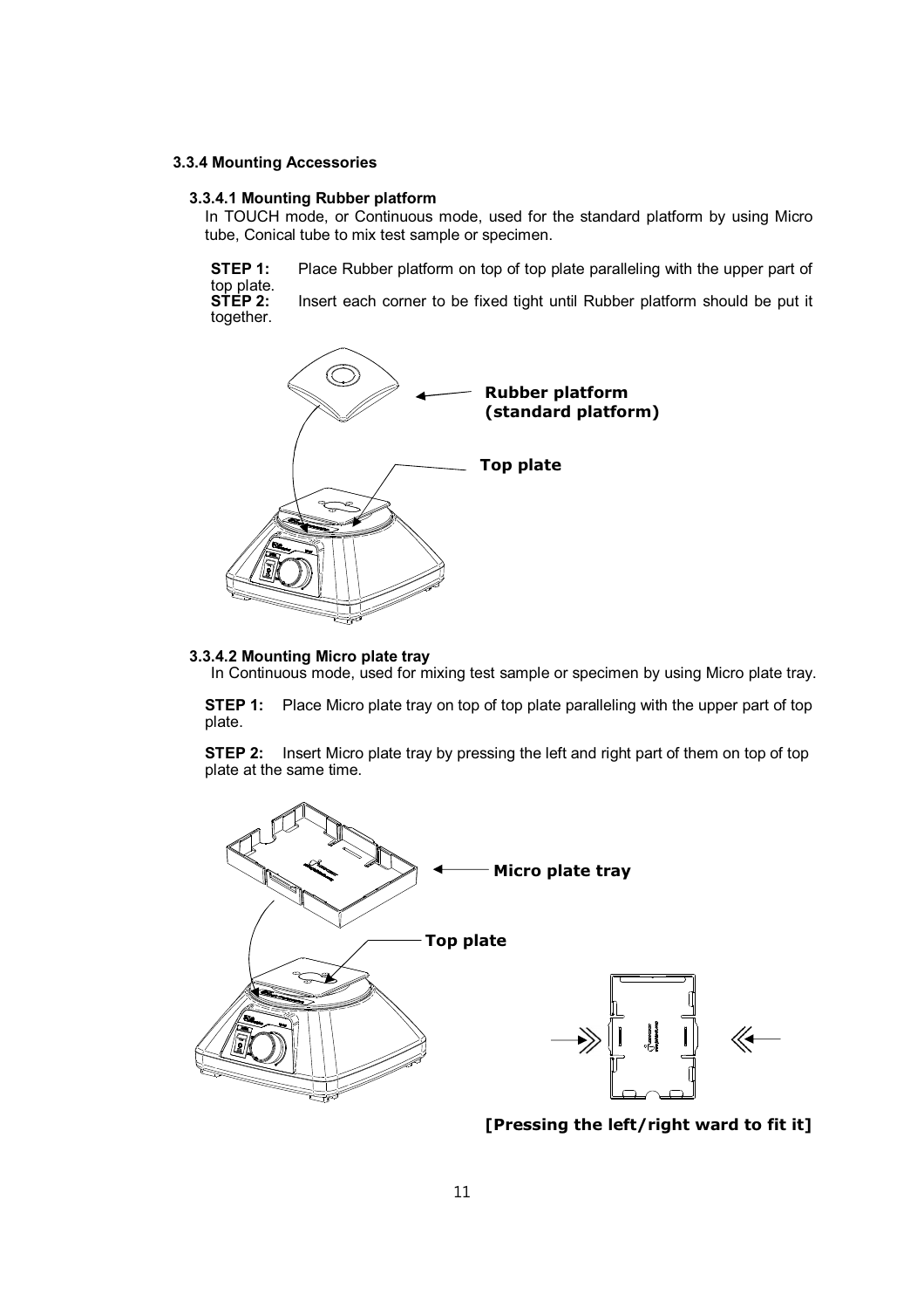### 3.3.4 Mounting Accessories

#### 3.3.4.1 Mounting Rubber platform

In TOUCH mode, or Continuous mode, used for the standard platform by using Micro tube, Conical tube to mix test sample or specimen.

**STEP 1:** Place Rubber platform on top of top plate paralleling with the upper part of top plate.
**STEP 2:** Insert each corner to be fixed tight until Rubber platform should be put it together.

**Rubber platform (standard platform)**

**Top plate**

#### 3.3.4.2 Mounting Micro plate tray

In Continuous mode, used for mixing test sample or specimen by using Micro plate tray.

**STEP 1:** Place Micro plate tray on top of top plate paralleling with the upper part of top plate.

**STEP 2:** Insert Micro plate tray by pressing the left and right part of them on top of top plate at the same time.

**Micro plate tray**

**Top plate**

**[Pressing the left/right ward to fit it]**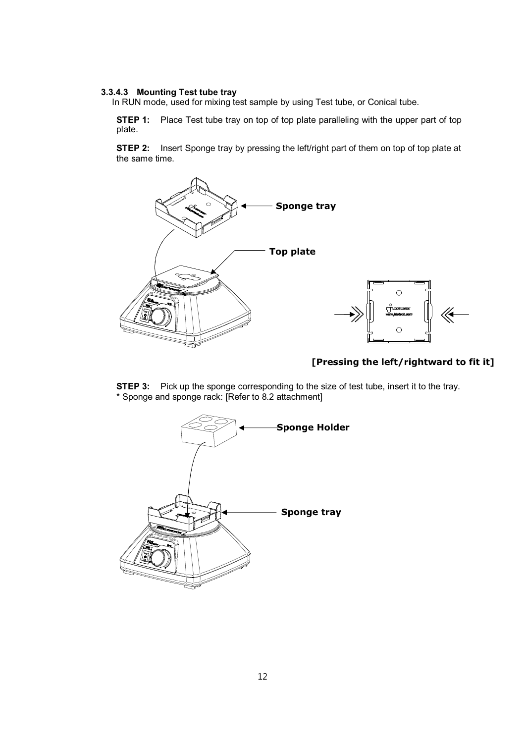### 3.3.4.3 Mounting Test tube tray

In RUN mode, used for mixing test sample by using Test tube, or Conical tube.

**STEP 1:** Place Test tube tray on top of top plate paralleling with the upper part of top plate.

**STEP 2:** Insert Sponge tray by pressing the left/right part of them on top of top plate at the same time.

Sponge tray

Top plate

**[Pressing the left/rightward to fit it]**

**STEP 3:** Pick up the sponge corresponding to the size of test tube, insert it to the tray.
* Sponge and sponge rack: [Refer to 8.2 attachment]

Sponge Holder

Sponge tray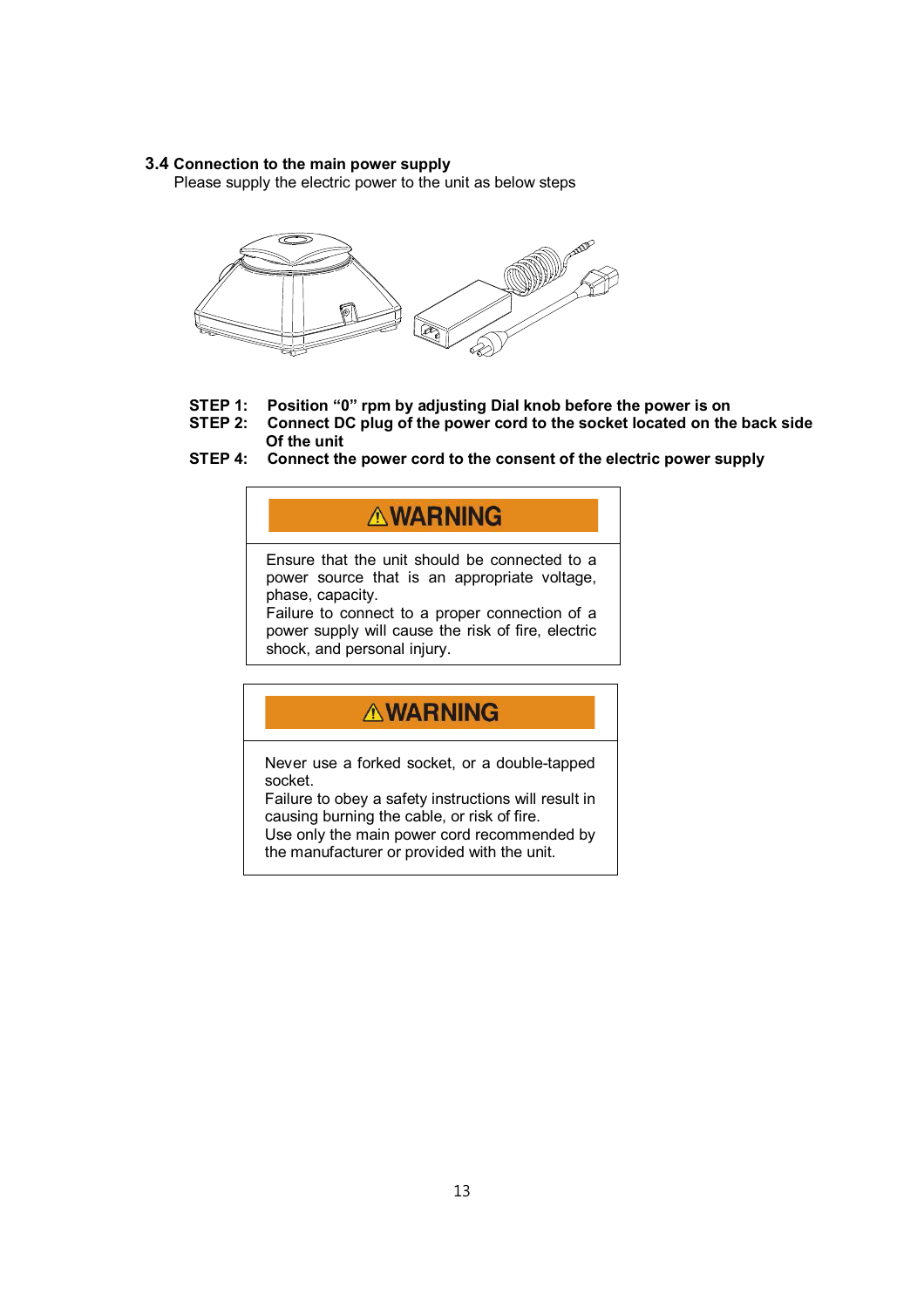### 3.4 Connection to the main power supply

Please supply the electric power to the unit as below steps

**STEP 1: Position "0" rpm by adjusting Dial knob before the power is on**

**STEP 2: Connect DC plug of the power cord to the socket located on the back side Of the unit**

**STEP 4: Connect the power cord to the consent of the electric power supply**

> **⚠WARNING**
>
> Ensure that the unit should be connected to a power source that is an appropriate voltage, phase, capacity.
> Failure to connect to a proper connection of a power supply will cause the risk of fire, electric shock, and personal injury.

> **⚠WARNING**
>
> Never use a forked socket, or a double-tapped socket.
> Failure to obey a safety instructions will result in causing burning the cable, or risk of fire.
> Use only the main power cord recommended by the manufacturer or provided with the unit.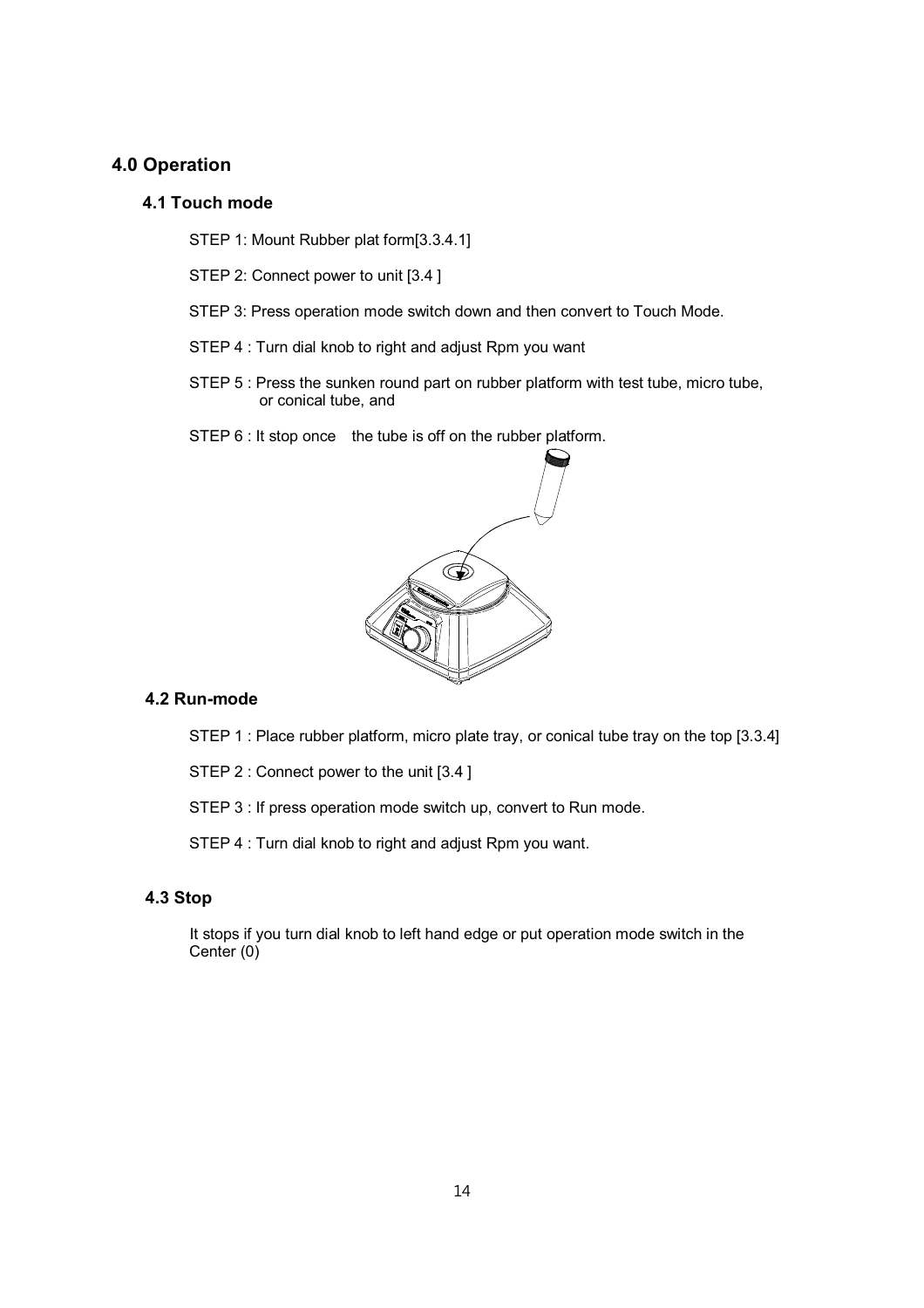## 4.0 Operation

### 4.1 Touch mode

STEP 1: Mount Rubber plat form[3.3.4.1]

STEP 2: Connect power to unit [3.4 ]

STEP 3: Press operation mode switch down and then convert to Touch Mode.

STEP 4 : Turn dial knob to right and adjust Rpm you want

STEP 5 : Press the sunken round part on rubber platform with test tube, micro tube, or conical tube, and

STEP 6 : It stop once the tube is off on the rubber platform.

### 4.2 Run-mode

STEP 1 : Place rubber platform, micro plate tray, or conical tube tray on the top [3.3.4]

STEP 2 : Connect power to the unit [3.4 ]

STEP 3 : If press operation mode switch up, convert to Run mode.

STEP 4 : Turn dial knob to right and adjust Rpm you want.

### 4.3 Stop

It stops if you turn dial knob to left hand edge or put operation mode switch in the Center (0)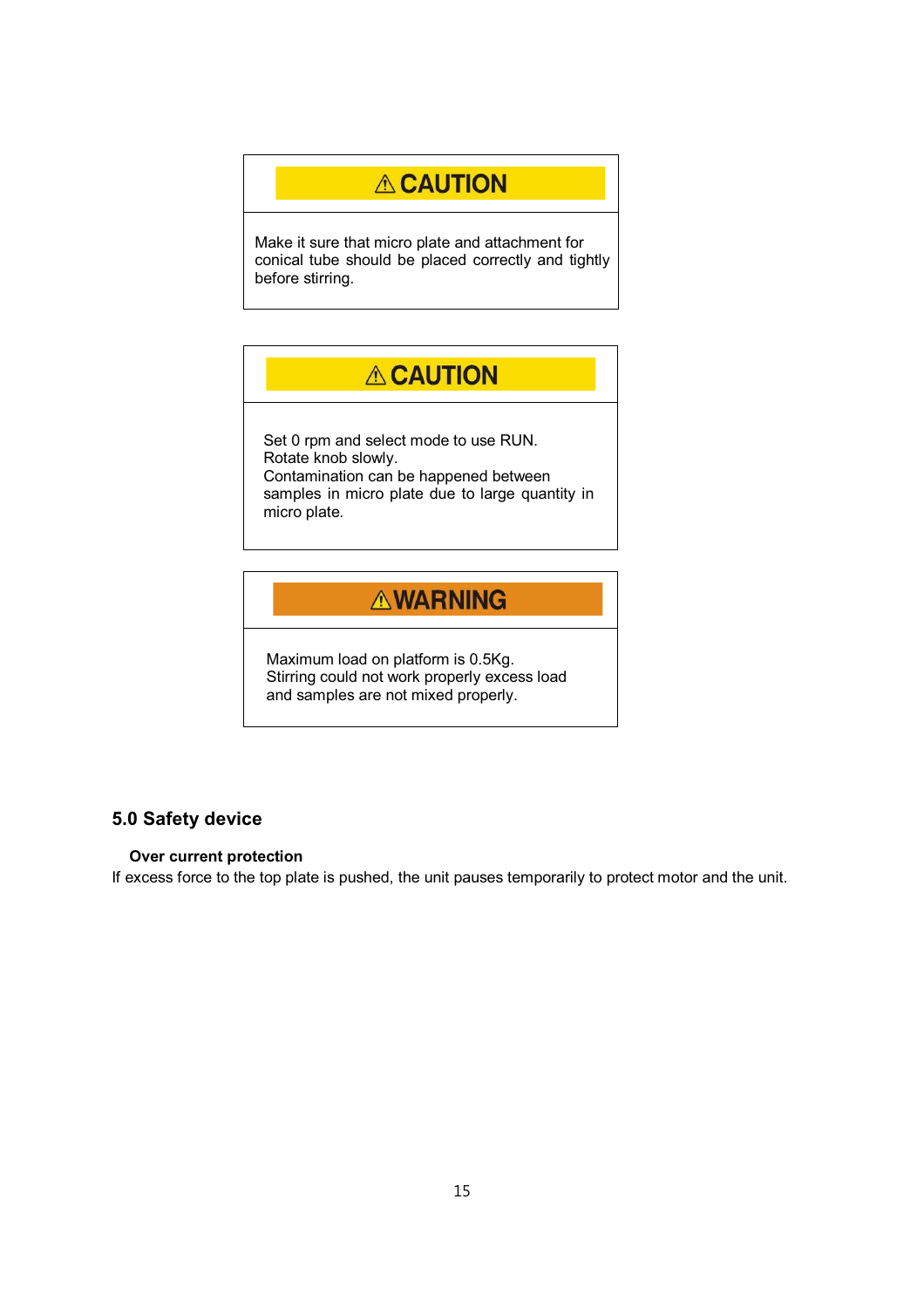**⚠ CAUTION**

Make it sure that micro plate and attachment for conical tube should be placed correctly and tightly before stirring.

---

**⚠ CAUTION**

Set 0 rpm and select mode to use RUN.
Rotate knob slowly.
Contamination can be happened between samples in micro plate due to large quantity in micro plate.

---

**⚠ WARNING**

Maximum load on platform is 0.5Kg.
Stirring could not work properly excess load and samples are not mixed properly.

## 5.0 Safety device

**Over current protection**

If excess force to the top plate is pushed, the unit pauses temporarily to protect motor and the unit.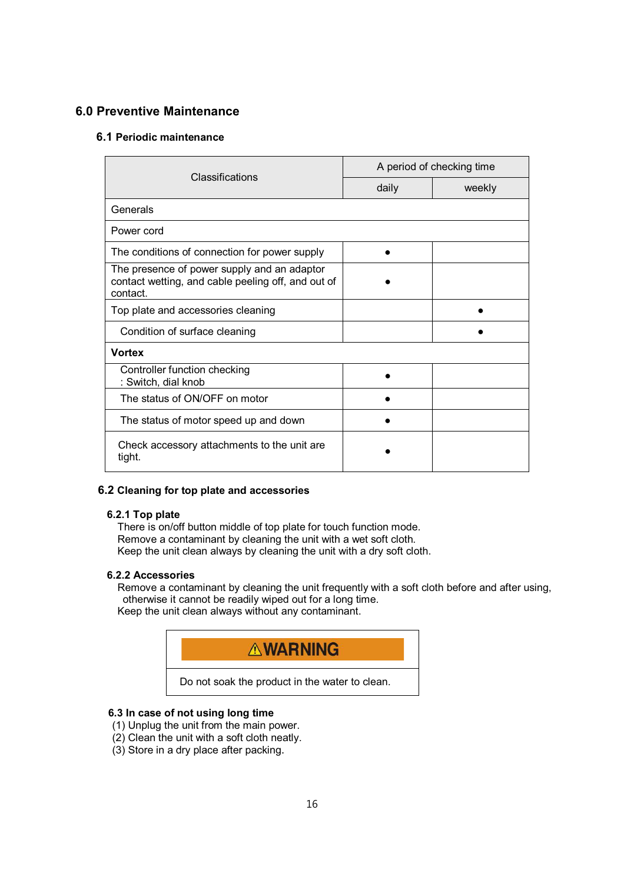## 6.0 Preventive Maintenance

### 6.1 Periodic maintenance

| Classifications | A period of checking time | |
|---|---|---|
| | daily | weekly |
| Generals | | |
| Power cord | | |
| The conditions of connection for power supply | ● | |
| The presence of power supply and an adaptor contact wetting, and cable peeling off, and out of contact. | ● | |
| Top plate and accessories cleaning | | ● |
| Condition of surface cleaning | | ● |
| **Vortex** | | |
| Controller function checking : Switch, dial knob | ● | |
| The status of ON/OFF on motor | ● | |
| The status of motor speed up and down | ● | |
| Check accessory attachments to the unit are tight. | ● | |

### 6.2 Cleaning for top plate and accessories

#### 6.2.1 Top plate

There is on/off button middle of top plate for touch function mode.
Remove a contaminant by cleaning the unit with a wet soft cloth.
Keep the unit clean always by cleaning the unit with a dry soft cloth.

#### 6.2.2 Accessories

Remove a contaminant by cleaning the unit frequently with a soft cloth before and after using, otherwise it cannot be readily wiped out for a long time.
Keep the unit clean always without any contaminant.

| ⚠WARNING |
|---|
| Do not soak the product in the water to clean. |

### 6.3 In case of not using long time

(1) Unplug the unit from the main power.
(2) Clean the unit with a soft cloth neatly.
(3) Store in a dry place after packing.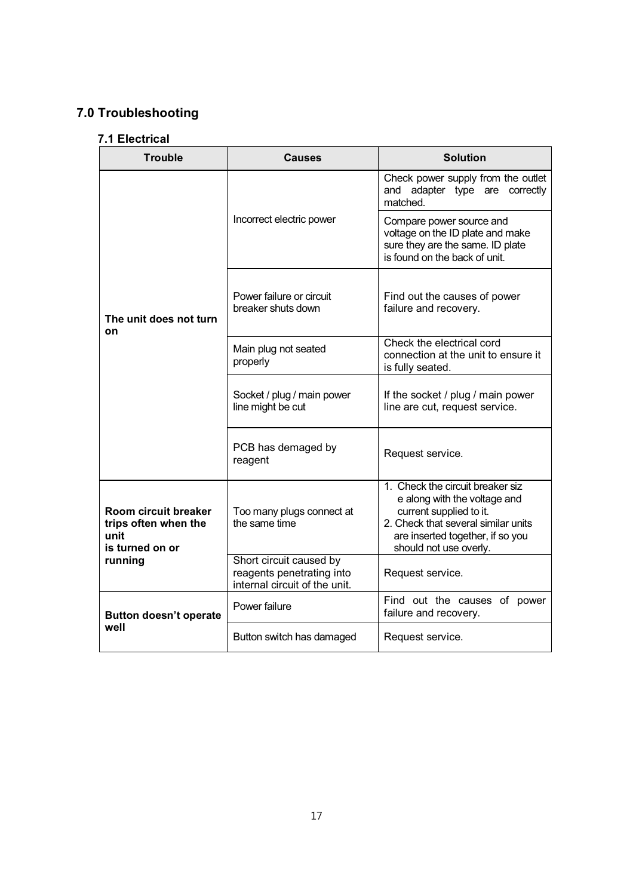## 7.0 Troubleshooting

### 7.1 Electrical

| Trouble | Causes | Solution |
|---|---|---|
| **The unit does not turn on** | Incorrect electric power | Check power supply from the outlet and adapter type are correctly matched. |
| | | Compare power source and voltage on the ID plate and make sure they are the same. ID plate is found on the back of unit. |
| | Power failure or circuit breaker shuts down | Find out the causes of power failure and recovery. |
| | Main plug not seated properly | Check the electrical cord connection at the unit to ensure it is fully seated. |
| | Socket / plug / main power line might be cut | If the socket / plug / main power line are cut, request service. |
| | PCB has demaged by reagent | Request service. |
| **Room circuit breaker trips often when the unit is turned on or running** | Too many plugs connect at the same time | 1. Check the circuit breaker siz e along with the voltage and current supplied to it.<br>2. Check that several similar units are inserted together, if so you should not use overly. |
| | Short circuit caused by reagents penetrating into internal circuit of the unit. | Request service. |
| **Button doesn't operate well** | Power failure | Find out the causes of power failure and recovery. |
| | Button switch has damaged | Request service. |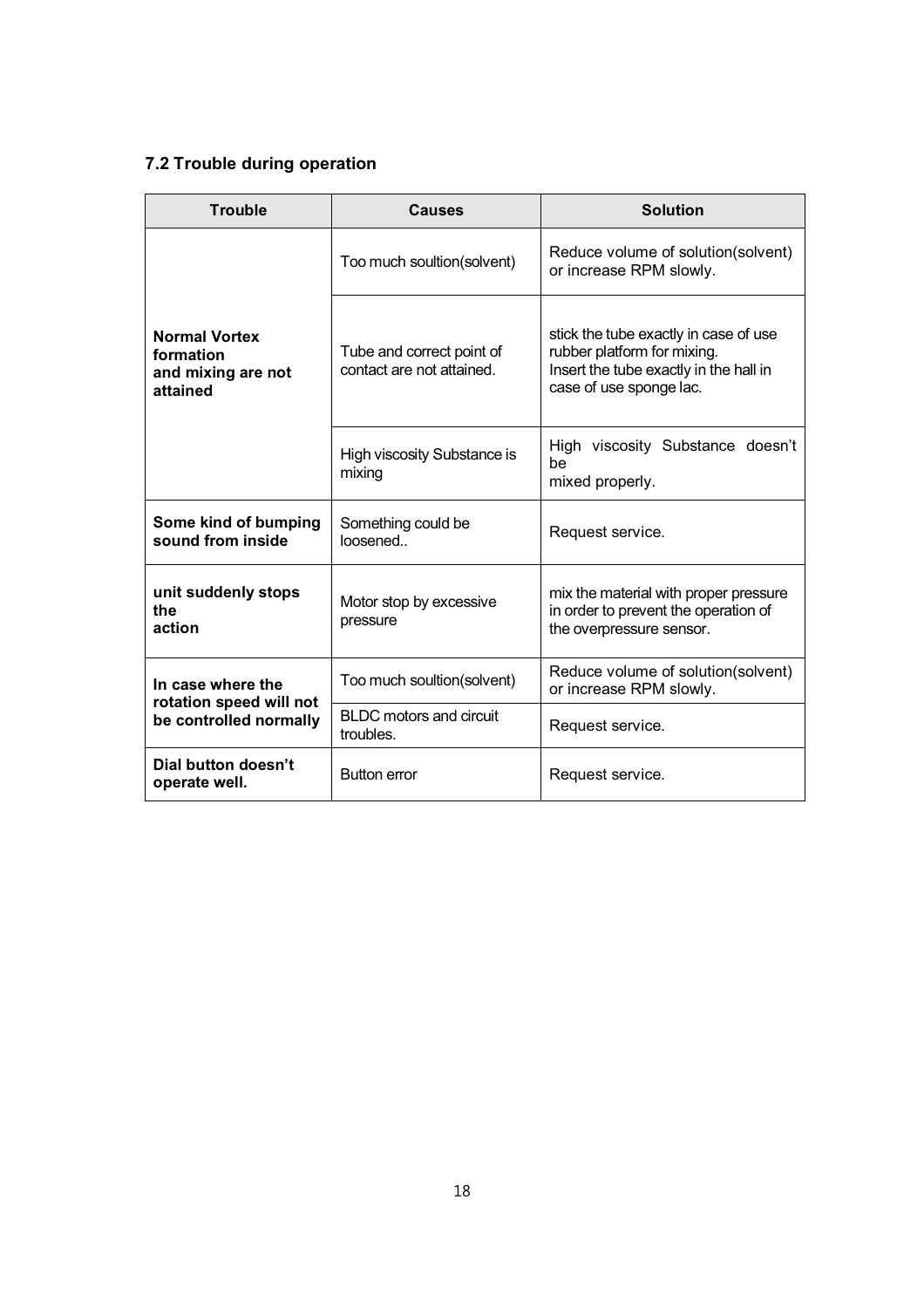### 7.2 Trouble during operation

| Trouble | Causes | Solution |
|---|---|---|
| **Normal Vortex formation and mixing are not attained** | Too much soultion(solvent) | Reduce volume of solution(solvent) or increase RPM slowly. |
| | Tube and correct point of contact are not attained. | stick the tube exactly in case of use rubber platform for mixing. Insert the tube exactly in the hall in case of use sponge lac. |
| | High viscosity Substance is mixing | High viscosity Substance doesn't be mixed properly. |
| **Some kind of bumping sound from inside** | Something could be loosened.. | Request service. |
| **unit suddenly stops the action** | Motor stop by excessive pressure | mix the material with proper pressure in order to prevent the operation of the overpressure sensor. |
| **In case where the rotation speed will not be controlled normally** | Too much soultion(solvent) | Reduce volume of solution(solvent) or increase RPM slowly. |
| | BLDC motors and circuit troubles. | Request service. |
| **Dial button doesn't operate well.** | Button error | Request service. |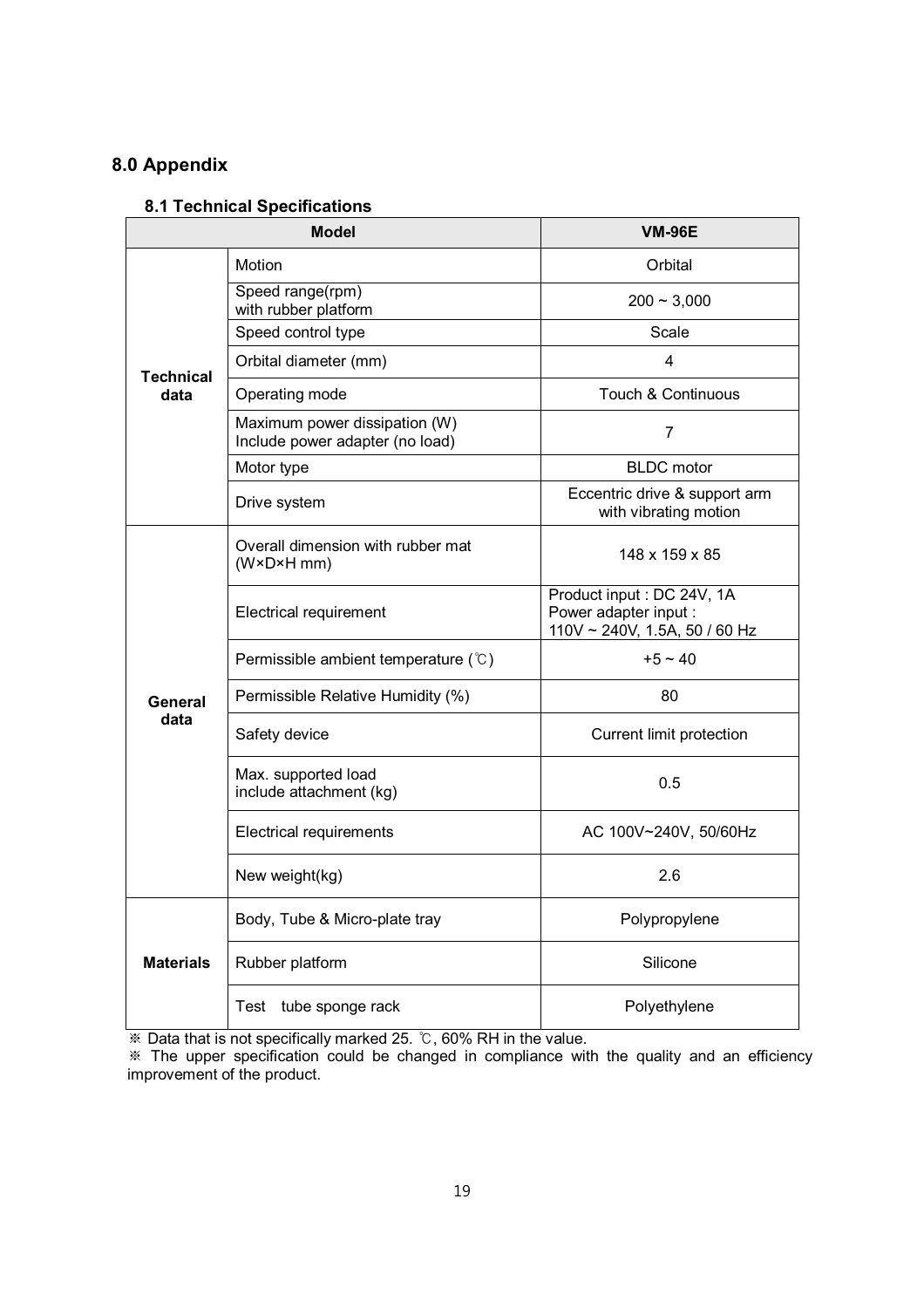# 8.0 Appendix

## 8.1 Technical Specifications

| Model | | VM-96E |
|---|---|---|
| Technical data | Motion | Orbital |
| | Speed range(rpm) with rubber platform | 200 ~ 3,000 |
| | Speed control type | Scale |
| | Orbital diameter (mm) | 4 |
| | Operating mode | Touch & Continuous |
| | Maximum power dissipation (W) Include power adapter (no load) | 7 |
| | Motor type | BLDC motor |
| | Drive system | Eccentric drive & support arm with vibrating motion |
| General data | Overall dimension with rubber mat (W×D×H mm) | 148 x 159 x 85 |
| | Electrical requirement | Product input : DC 24V, 1A<br>Power adapter input :<br>110V ~ 240V, 1.5A, 50 / 60 Hz |
| | Permissible ambient temperature (℃) | +5 ~ 40 |
| | Permissible Relative Humidity (%) | 80 |
| | Safety device | Current limit protection |
| | Max. supported load include attachment (kg) | 0.5 |
| | Electrical requirements | AC 100V~240V, 50/60Hz |
| | New weight(kg) | 2.6 |
| Materials | Body, Tube & Micro-plate tray | Polypropylene |
| | Rubber platform | Silicone |
| | Test tube sponge rack | Polyethylene |

※ Data that is not specifically marked 25. ℃, 60% RH in the value.

※ The upper specification could be changed in compliance with the quality and an efficiency improvement of the product.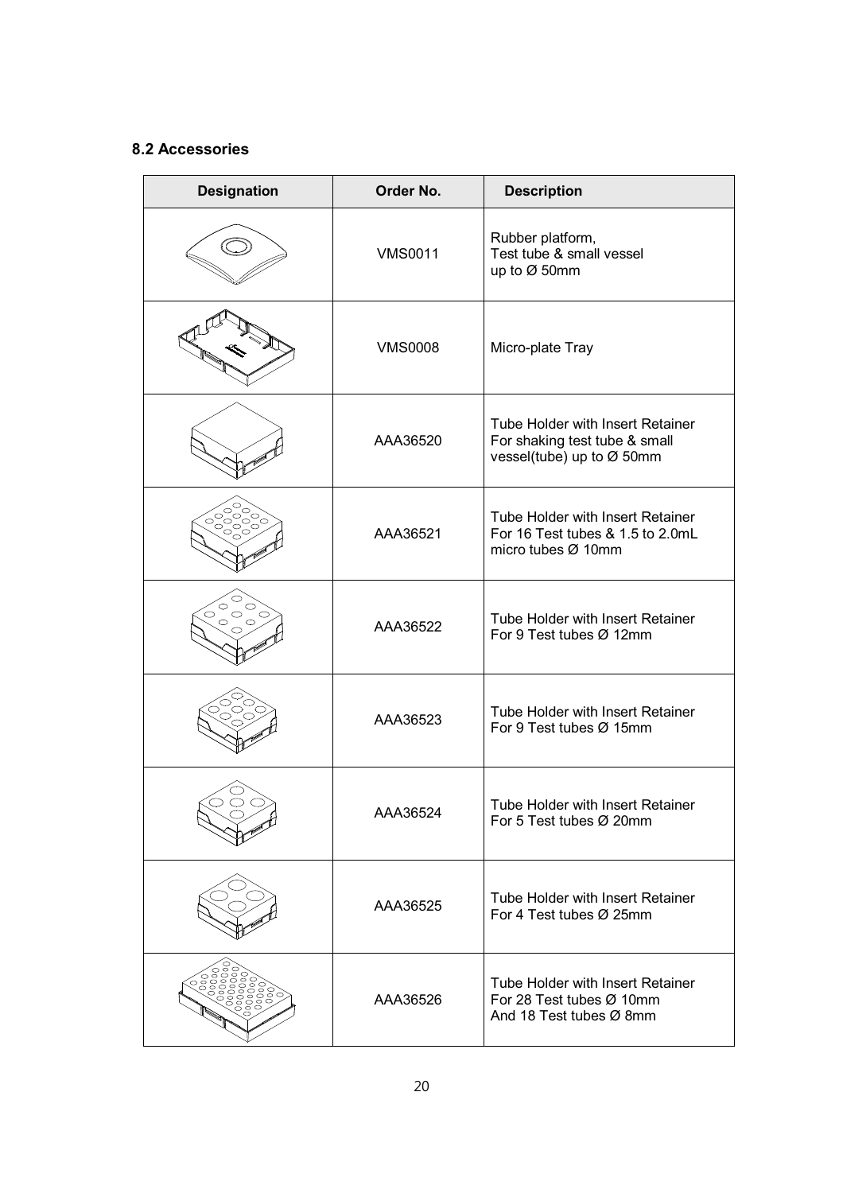### 8.2 Accessories

| Designation | Order No. | Description |
| --- | --- | --- |
| | VMS0011 | Rubber platform,<br>Test tube & small vessel<br>up to Ø 50mm |
| | VMS0008 | Micro-plate Tray |
| | AAA36520 | Tube Holder with Insert Retainer<br>For shaking test tube & small vessel(tube) up to Ø 50mm |
| | AAA36521 | Tube Holder with Insert Retainer<br>For 16 Test tubes & 1.5 to 2.0mL micro tubes Ø 10mm |
| | AAA36522 | Tube Holder with Insert Retainer<br>For 9 Test tubes Ø 12mm |
| | AAA36523 | Tube Holder with Insert Retainer<br>For 9 Test tubes Ø 15mm |
| | AAA36524 | Tube Holder with Insert Retainer<br>For 5 Test tubes Ø 20mm |
| | AAA36525 | Tube Holder with Insert Retainer<br>For 4 Test tubes Ø 25mm |
| | AAA36526 | Tube Holder with Insert Retainer<br>For 28 Test tubes Ø 10mm<br>And 18 Test tubes Ø 8mm |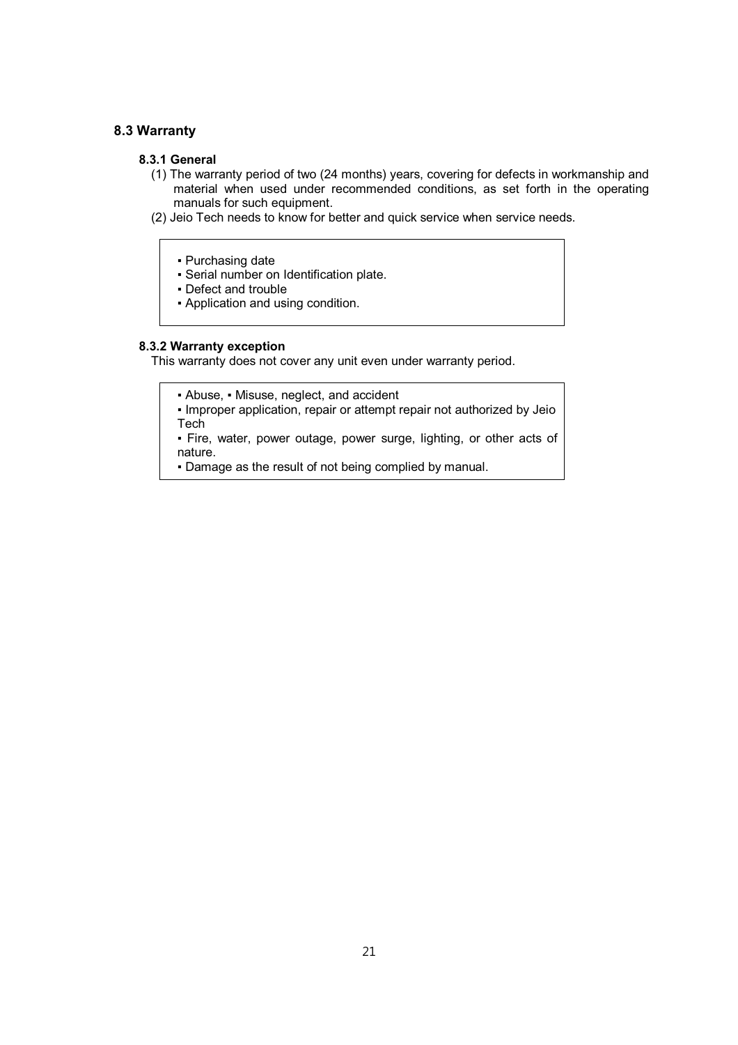## 8.3 Warranty

### 8.3.1 General

(1) The warranty period of two (24 months) years, covering for defects in workmanship and material when used under recommended conditions, as set forth in the operating manuals for such equipment.

(2) Jeio Tech needs to know for better and quick service when service needs.

- Purchasing date
- Serial number on Identification plate.
- Defect and trouble
- Application and using condition.

### 8.3.2 Warranty exception

This warranty does not cover any unit even under warranty period.

- Abuse, ▪ Misuse, neglect, and accident
- Improper application, repair or attempt repair not authorized by Jeio Tech
- Fire, water, power outage, power surge, lighting, or other acts of nature.
- Damage as the result of not being complied by manual.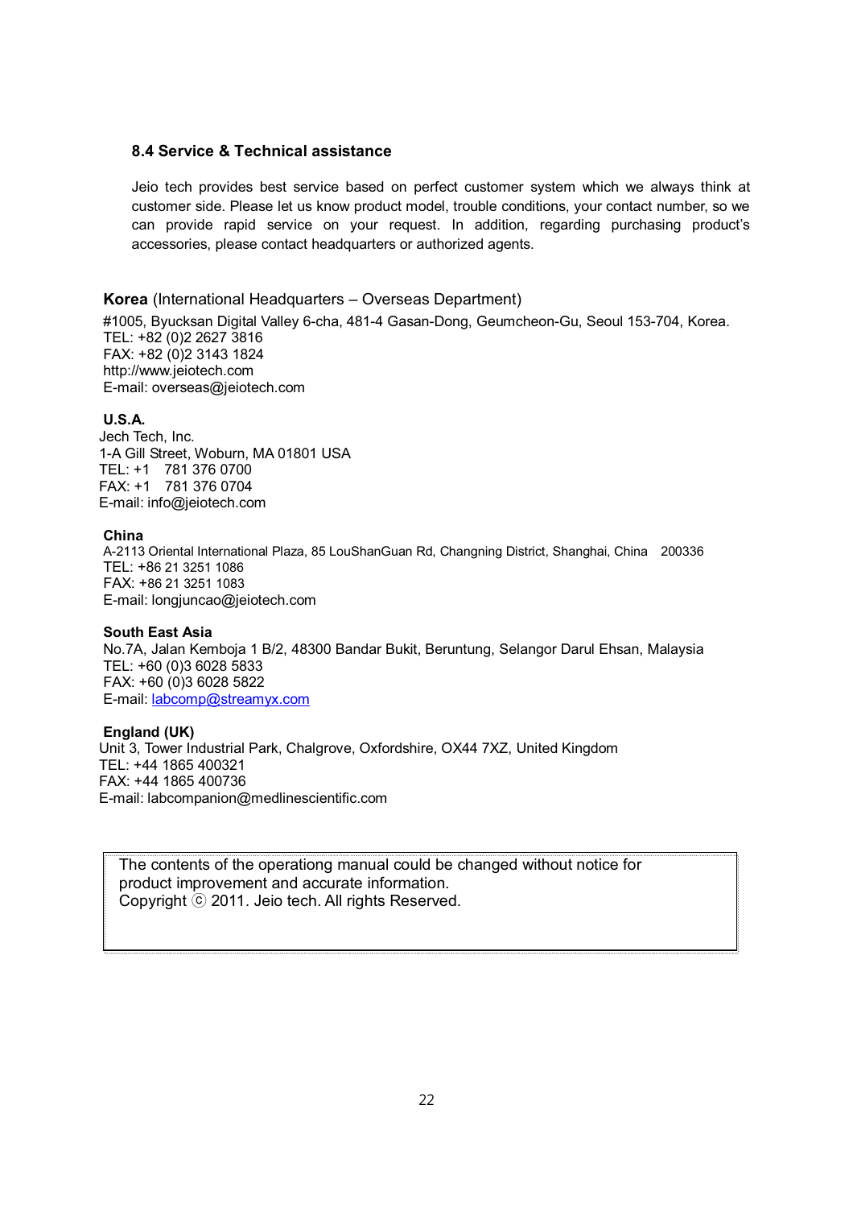### 8.4 Service & Technical assistance

Jeio tech provides best service based on perfect customer system which we always think at customer side. Please let us know product model, trouble conditions, your contact number, so we can provide rapid service on your request. In addition, regarding purchasing product's accessories, please contact headquarters or authorized agents.

**Korea** (International Headquarters – Overseas Department)
#1005, Byucksan Digital Valley 6-cha, 481-4 Gasan-Dong, Geumcheon-Gu, Seoul 153-704, Korea.
TEL: +82 (0)2 2627 3816
FAX: +82 (0)2 3143 1824
http://www.jeiotech.com
E-mail: overseas@jeiotech.com

**U.S.A.**
Jech Tech, Inc.
1-A Gill Street, Woburn, MA 01801 USA
TEL: +1 781 376 0700
FAX: +1 781 376 0704
E-mail: info@jeiotech.com

**China**
A-2113 Oriental International Plaza, 85 LouShanGuan Rd, Changning District, Shanghai, China 200336
TEL: +86 21 3251 1086
FAX: +86 21 3251 1083
E-mail: longjuncao@jeiotech.com

**South East Asia**
No.7A, Jalan Kemboja 1 B/2, 48300 Bandar Bukit, Beruntung, Selangor Darul Ehsan, Malaysia
TEL: +60 (0)3 6028 5833
FAX: +60 (0)3 6028 5822
E-mail: labcomp@streamyx.com

**England (UK)**
Unit 3, Tower Industrial Park, Chalgrove, Oxfordshire, OX44 7XZ, United Kingdom
TEL: +44 1865 400321
FAX: +44 1865 400736
E-mail: labcompanion@medlinescientific.com

The contents of the operationg manual could be changed without notice for product improvement and accurate information.
Copyright ⓒ 2011. Jeio tech. All rights Reserved.